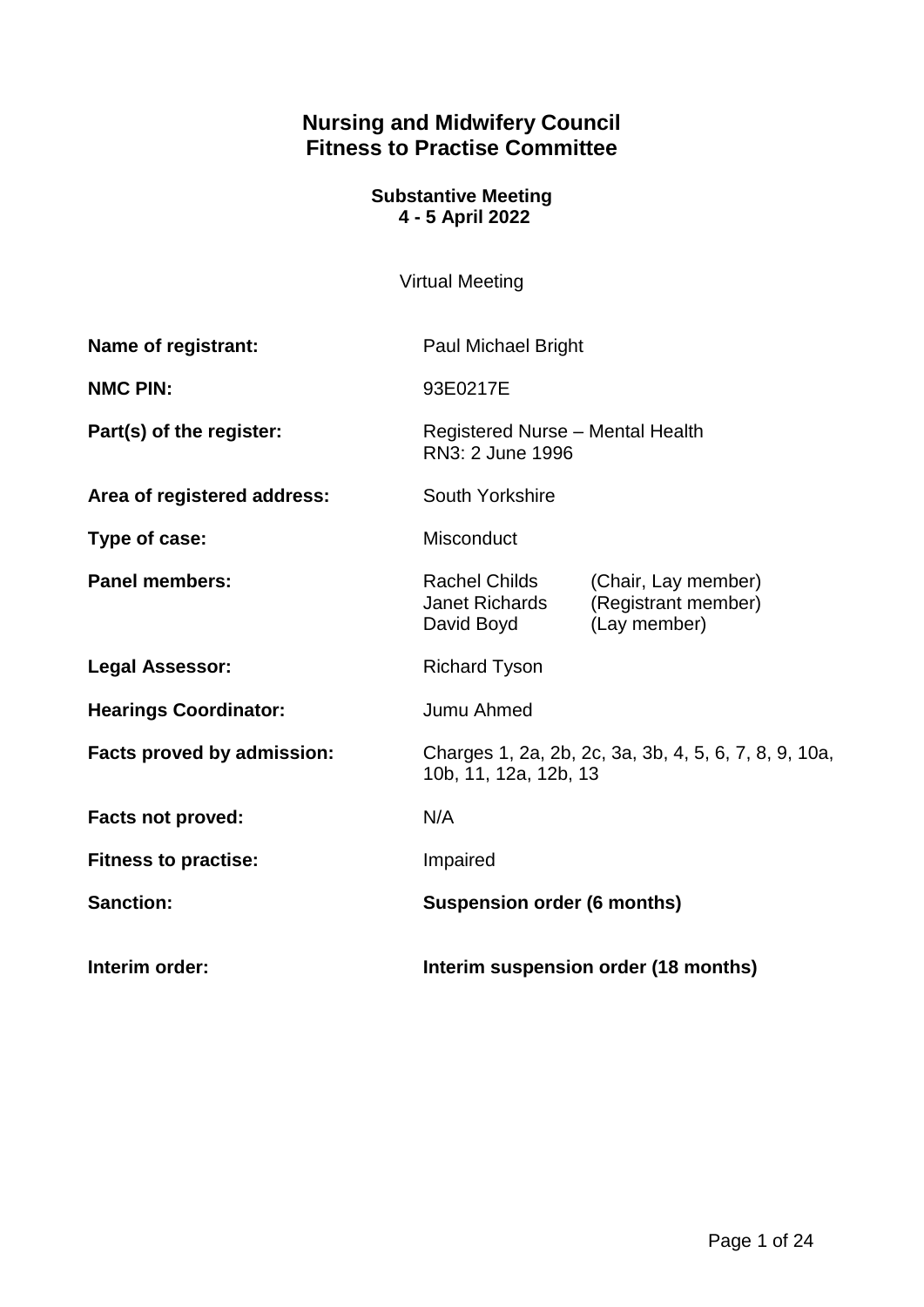# Nursing and Midwifery Council
# Fitness to Practise Committee

**Substantive Meeting**
**4 - 5 April 2022**

Virtual Meeting

| | |
|---|---|
| **Name of registrant:** | Paul Michael Bright |
| **NMC PIN:** | 93E0217E |
| **Part(s) of the register:** | Registered Nurse – Mental Health<br>RN3: 2 June 1996 |
| **Area of registered address:** | South Yorkshire |
| **Type of case:** | Misconduct |
| **Panel members:** | Rachel Childs (Chair, Lay member)<br>Janet Richards (Registrant member)<br>David Boyd (Lay member) |
| **Legal Assessor:** | Richard Tyson |
| **Hearings Coordinator:** | Jumu Ahmed |
| **Facts proved by admission:** | Charges 1, 2a, 2b, 2c, 3a, 3b, 4, 5, 6, 7, 8, 9, 10a, 10b, 11, 12a, 12b, 13 |
| **Facts not proved:** | N/A |
| **Fitness to practise:** | Impaired |
| **Sanction:** | **Suspension order (6 months)** |
| **Interim order:** | **Interim suspension order (18 months)** |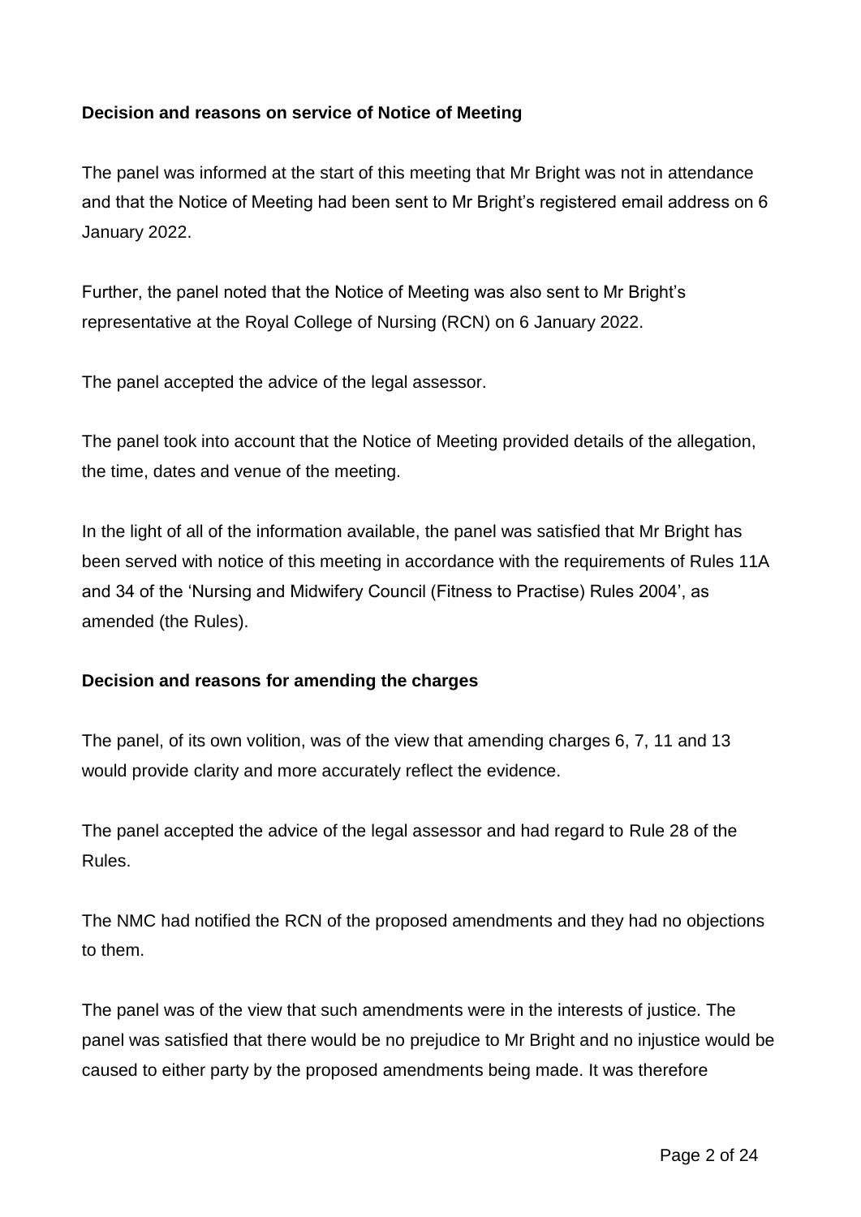**Decision and reasons on service of Notice of Meeting**

The panel was informed at the start of this meeting that Mr Bright was not in attendance and that the Notice of Meeting had been sent to Mr Bright's registered email address on 6 January 2022.

Further, the panel noted that the Notice of Meeting was also sent to Mr Bright's representative at the Royal College of Nursing (RCN) on 6 January 2022.

The panel accepted the advice of the legal assessor.

The panel took into account that the Notice of Meeting provided details of the allegation, the time, dates and venue of the meeting.

In the light of all of the information available, the panel was satisfied that Mr Bright has been served with notice of this meeting in accordance with the requirements of Rules 11A and 34 of the 'Nursing and Midwifery Council (Fitness to Practise) Rules 2004', as amended (the Rules).

**Decision and reasons for amending the charges**

The panel, of its own volition, was of the view that amending charges 6, 7, 11 and 13 would provide clarity and more accurately reflect the evidence.

The panel accepted the advice of the legal assessor and had regard to Rule 28 of the Rules.

The NMC had notified the RCN of the proposed amendments and they had no objections to them.

The panel was of the view that such amendments were in the interests of justice. The panel was satisfied that there would be no prejudice to Mr Bright and no injustice would be caused to either party by the proposed amendments being made. It was therefore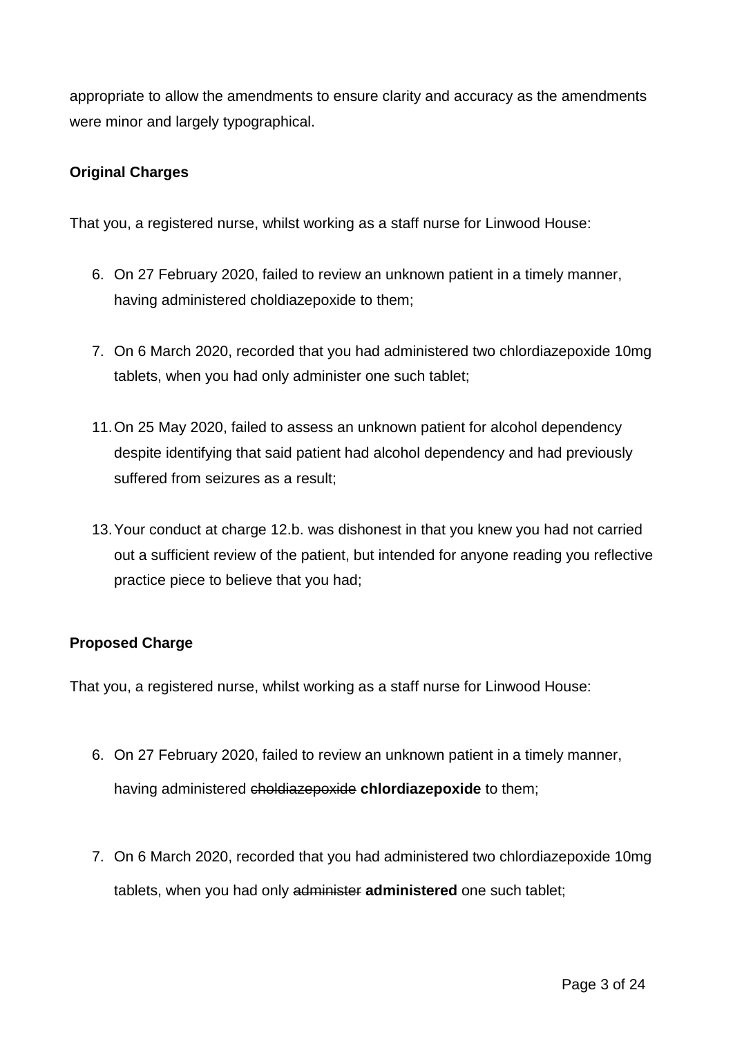appropriate to allow the amendments to ensure clarity and accuracy as the amendments were minor and largely typographical.

**Original Charges**

That you, a registered nurse, whilst working as a staff nurse for Linwood House:

6. On 27 February 2020, failed to review an unknown patient in a timely manner, having administered choldiazepoxide to them;

7. On 6 March 2020, recorded that you had administered two chlordiazepoxide 10mg tablets, when you had only administer one such tablet;

11. On 25 May 2020, failed to assess an unknown patient for alcohol dependency despite identifying that said patient had alcohol dependency and had previously suffered from seizures as a result;

13. Your conduct at charge 12.b. was dishonest in that you knew you had not carried out a sufficient review of the patient, but intended for anyone reading you reflective practice piece to believe that you had;

**Proposed Charge**

That you, a registered nurse, whilst working as a staff nurse for Linwood House:

6. On 27 February 2020, failed to review an unknown patient in a timely manner, having administered ~~choldiazepoxide~~ **chlordiazepoxide** to them;

7. On 6 March 2020, recorded that you had administered two chlordiazepoxide 10mg tablets, when you had only ~~administer~~ **administered** one such tablet;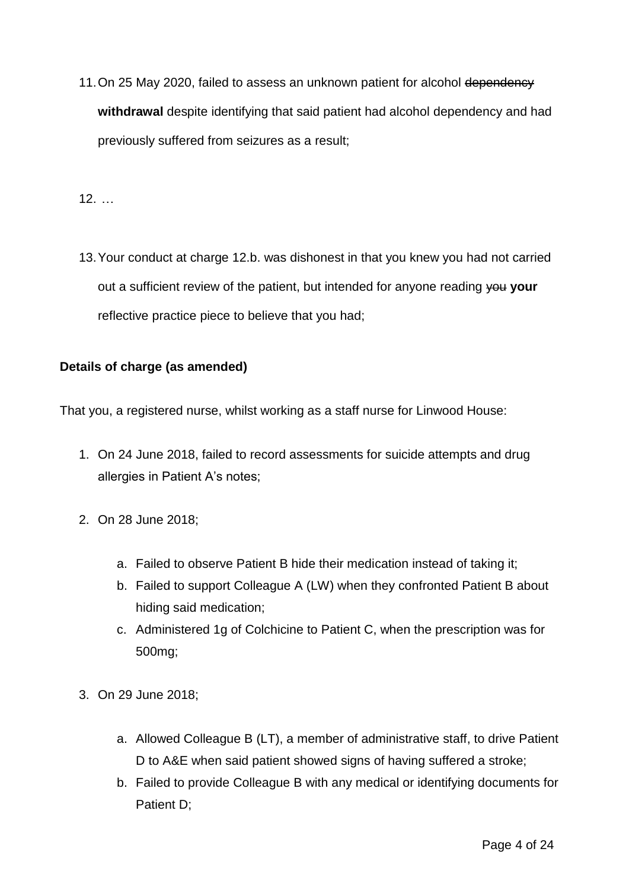11. On 25 May 2020, failed to assess an unknown patient for alcohol ~~dependency~~ **withdrawal** despite identifying that said patient had alcohol dependency and had previously suffered from seizures as a result;

12. …

13. Your conduct at charge 12.b. was dishonest in that you knew you had not carried out a sufficient review of the patient, but intended for anyone reading ~~you~~ **your** reflective practice piece to believe that you had;

**Details of charge (as amended)**

That you, a registered nurse, whilst working as a staff nurse for Linwood House:

1. On 24 June 2018, failed to record assessments for suicide attempts and drug allergies in Patient A's notes;

2. On 28 June 2018;

   a. Failed to observe Patient B hide their medication instead of taking it;
   b. Failed to support Colleague A (LW) when they confronted Patient B about hiding said medication;
   c. Administered 1g of Colchicine to Patient C, when the prescription was for 500mg;

3. On 29 June 2018;

   a. Allowed Colleague B (LT), a member of administrative staff, to drive Patient D to A&E when said patient showed signs of having suffered a stroke;
   b. Failed to provide Colleague B with any medical or identifying documents for Patient D;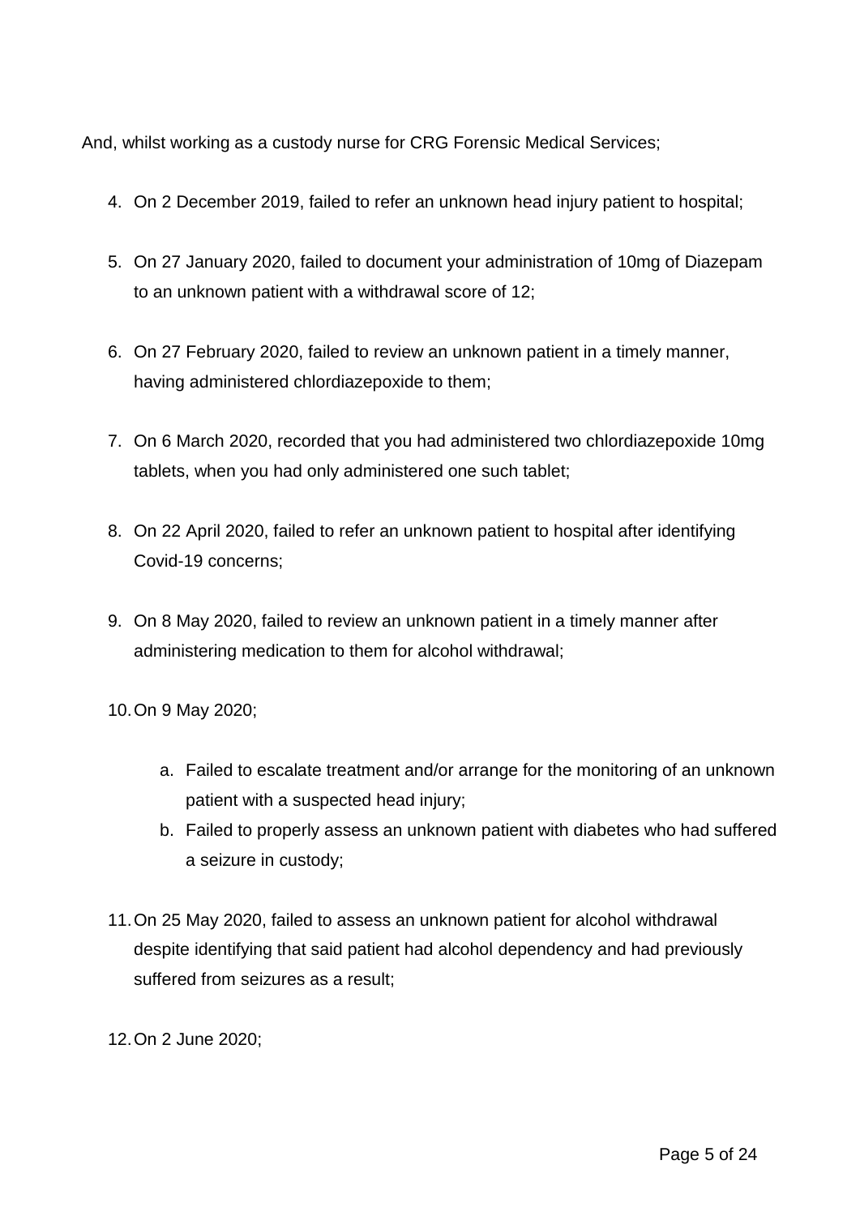And, whilst working as a custody nurse for CRG Forensic Medical Services;

4. On 2 December 2019, failed to refer an unknown head injury patient to hospital;

5. On 27 January 2020, failed to document your administration of 10mg of Diazepam to an unknown patient with a withdrawal score of 12;

6. On 27 February 2020, failed to review an unknown patient in a timely manner, having administered chlordiazepoxide to them;

7. On 6 March 2020, recorded that you had administered two chlordiazepoxide 10mg tablets, when you had only administered one such tablet;

8. On 22 April 2020, failed to refer an unknown patient to hospital after identifying Covid-19 concerns;

9. On 8 May 2020, failed to review an unknown patient in a timely manner after administering medication to them for alcohol withdrawal;

10. On 9 May 2020;

    a. Failed to escalate treatment and/or arrange for the monitoring of an unknown patient with a suspected head injury;
    b. Failed to properly assess an unknown patient with diabetes who had suffered a seizure in custody;

11. On 25 May 2020, failed to assess an unknown patient for alcohol withdrawal despite identifying that said patient had alcohol dependency and had previously suffered from seizures as a result;

12. On 2 June 2020;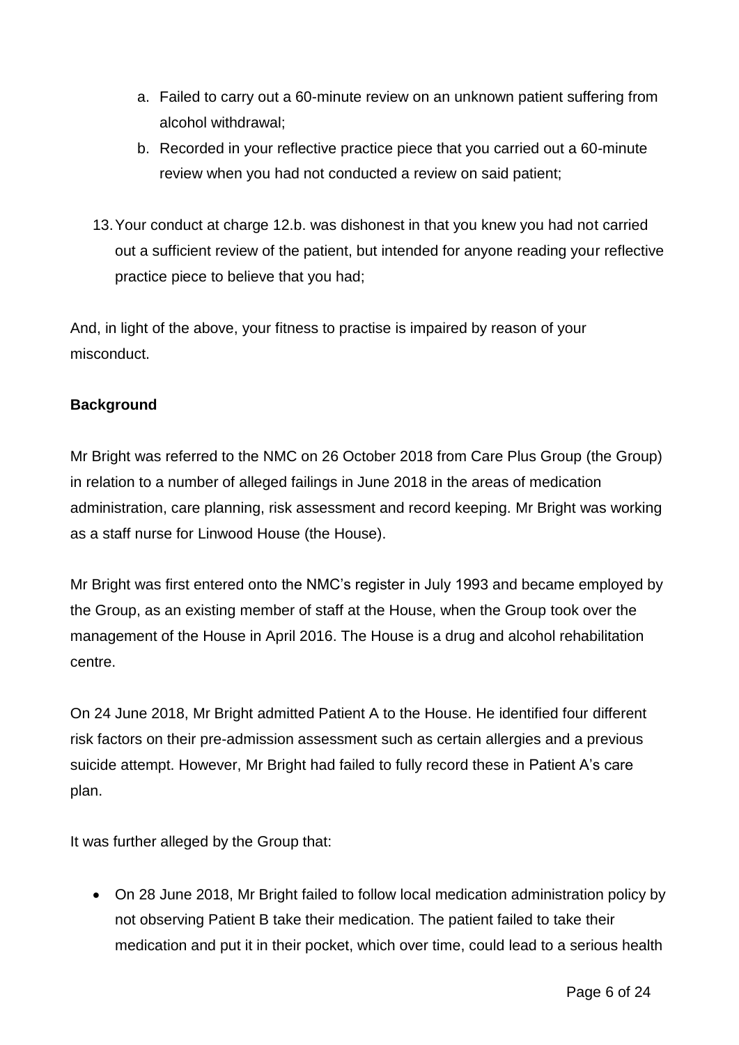a. Failed to carry out a 60-minute review on an unknown patient suffering from alcohol withdrawal;
   b. Recorded in your reflective practice piece that you carried out a 60-minute review when you had not conducted a review on said patient;

13. Your conduct at charge 12.b. was dishonest in that you knew you had not carried out a sufficient review of the patient, but intended for anyone reading your reflective practice piece to believe that you had;

And, in light of the above, your fitness to practise is impaired by reason of your misconduct.

**Background**

Mr Bright was referred to the NMC on 26 October 2018 from Care Plus Group (the Group) in relation to a number of alleged failings in June 2018 in the areas of medication administration, care planning, risk assessment and record keeping. Mr Bright was working as a staff nurse for Linwood House (the House).

Mr Bright was first entered onto the NMC's register in July 1993 and became employed by the Group, as an existing member of staff at the House, when the Group took over the management of the House in April 2016. The House is a drug and alcohol rehabilitation centre.

On 24 June 2018, Mr Bright admitted Patient A to the House. He identified four different risk factors on their pre-admission assessment such as certain allergies and a previous suicide attempt. However, Mr Bright had failed to fully record these in Patient A's care plan.

It was further alleged by the Group that:

- On 28 June 2018, Mr Bright failed to follow local medication administration policy by not observing Patient B take their medication. The patient failed to take their medication and put it in their pocket, which over time, could lead to a serious health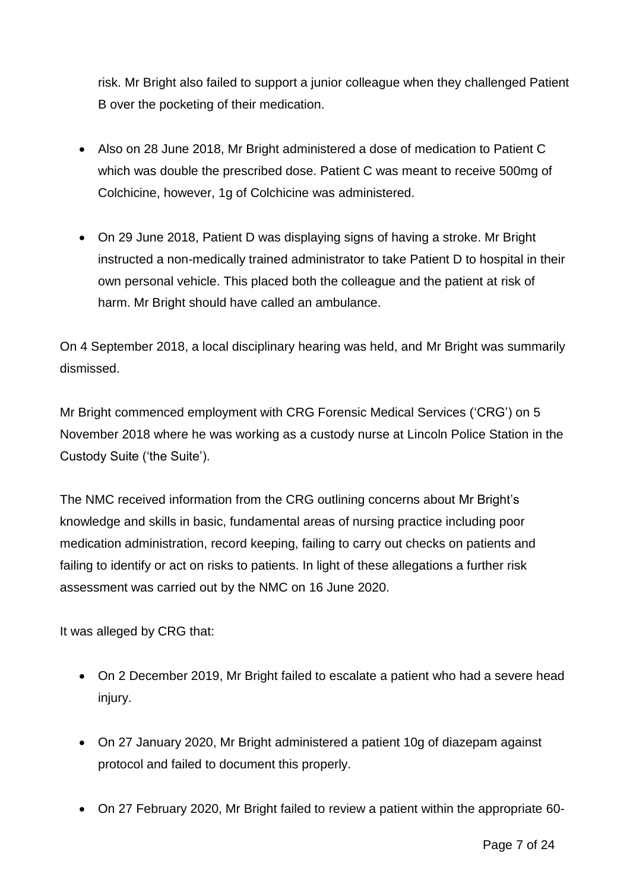risk. Mr Bright also failed to support a junior colleague when they challenged Patient B over the pocketing of their medication.

- Also on 28 June 2018, Mr Bright administered a dose of medication to Patient C which was double the prescribed dose. Patient C was meant to receive 500mg of Colchicine, however, 1g of Colchicine was administered.

- On 29 June 2018, Patient D was displaying signs of having a stroke. Mr Bright instructed a non-medically trained administrator to take Patient D to hospital in their own personal vehicle. This placed both the colleague and the patient at risk of harm. Mr Bright should have called an ambulance.

On 4 September 2018, a local disciplinary hearing was held, and Mr Bright was summarily dismissed.

Mr Bright commenced employment with CRG Forensic Medical Services ('CRG') on 5 November 2018 where he was working as a custody nurse at Lincoln Police Station in the Custody Suite ('the Suite').

The NMC received information from the CRG outlining concerns about Mr Bright's knowledge and skills in basic, fundamental areas of nursing practice including poor medication administration, record keeping, failing to carry out checks on patients and failing to identify or act on risks to patients. In light of these allegations a further risk assessment was carried out by the NMC on 16 June 2020.

It was alleged by CRG that:

- On 2 December 2019, Mr Bright failed to escalate a patient who had a severe head injury.

- On 27 January 2020, Mr Bright administered a patient 10g of diazepam against protocol and failed to document this properly.

- On 27 February 2020, Mr Bright failed to review a patient within the appropriate 60-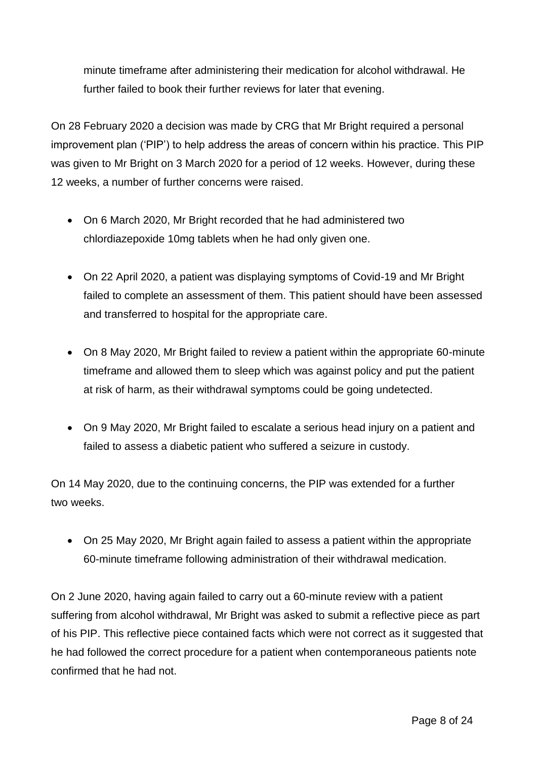minute timeframe after administering their medication for alcohol withdrawal. He further failed to book their further reviews for later that evening.

On 28 February 2020 a decision was made by CRG that Mr Bright required a personal improvement plan ('PIP') to help address the areas of concern within his practice. This PIP was given to Mr Bright on 3 March 2020 for a period of 12 weeks. However, during these 12 weeks, a number of further concerns were raised.

- On 6 March 2020, Mr Bright recorded that he had administered two chlordiazepoxide 10mg tablets when he had only given one.
- On 22 April 2020, a patient was displaying symptoms of Covid-19 and Mr Bright failed to complete an assessment of them. This patient should have been assessed and transferred to hospital for the appropriate care.
- On 8 May 2020, Mr Bright failed to review a patient within the appropriate 60-minute timeframe and allowed them to sleep which was against policy and put the patient at risk of harm, as their withdrawal symptoms could be going undetected.
- On 9 May 2020, Mr Bright failed to escalate a serious head injury on a patient and failed to assess a diabetic patient who suffered a seizure in custody.

On 14 May 2020, due to the continuing concerns, the PIP was extended for a further two weeks.

- On 25 May 2020, Mr Bright again failed to assess a patient within the appropriate 60-minute timeframe following administration of their withdrawal medication.

On 2 June 2020, having again failed to carry out a 60-minute review with a patient suffering from alcohol withdrawal, Mr Bright was asked to submit a reflective piece as part of his PIP. This reflective piece contained facts which were not correct as it suggested that he had followed the correct procedure for a patient when contemporaneous patients note confirmed that he had not.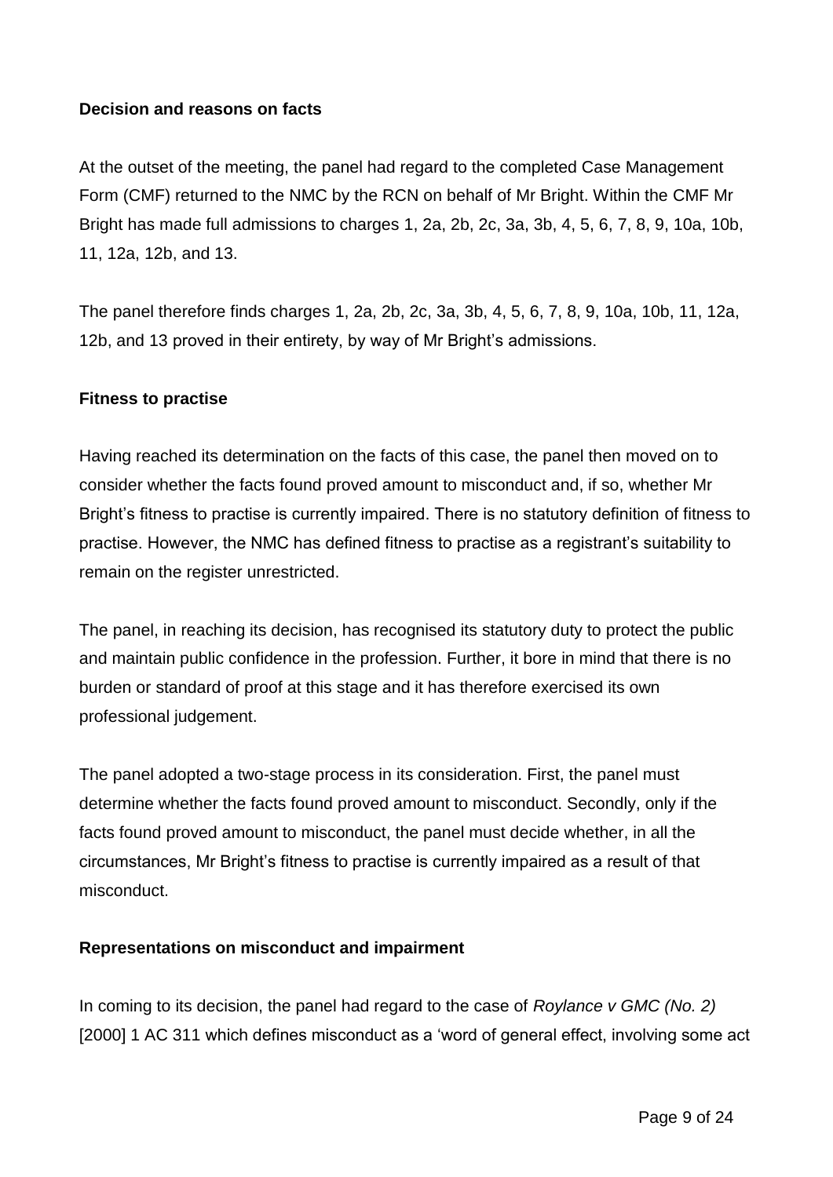**Decision and reasons on facts**

At the outset of the meeting, the panel had regard to the completed Case Management Form (CMF) returned to the NMC by the RCN on behalf of Mr Bright. Within the CMF Mr Bright has made full admissions to charges 1, 2a, 2b, 2c, 3a, 3b, 4, 5, 6, 7, 8, 9, 10a, 10b, 11, 12a, 12b, and 13.

The panel therefore finds charges 1, 2a, 2b, 2c, 3a, 3b, 4, 5, 6, 7, 8, 9, 10a, 10b, 11, 12a, 12b, and 13 proved in their entirety, by way of Mr Bright's admissions.

**Fitness to practise**

Having reached its determination on the facts of this case, the panel then moved on to consider whether the facts found proved amount to misconduct and, if so, whether Mr Bright's fitness to practise is currently impaired. There is no statutory definition of fitness to practise. However, the NMC has defined fitness to practise as a registrant's suitability to remain on the register unrestricted.

The panel, in reaching its decision, has recognised its statutory duty to protect the public and maintain public confidence in the profession. Further, it bore in mind that there is no burden or standard of proof at this stage and it has therefore exercised its own professional judgement.

The panel adopted a two-stage process in its consideration. First, the panel must determine whether the facts found proved amount to misconduct. Secondly, only if the facts found proved amount to misconduct, the panel must decide whether, in all the circumstances, Mr Bright's fitness to practise is currently impaired as a result of that misconduct.

**Representations on misconduct and impairment**

In coming to its decision, the panel had regard to the case of *Roylance v GMC (No. 2)* [2000] 1 AC 311 which defines misconduct as a 'word of general effect, involving some act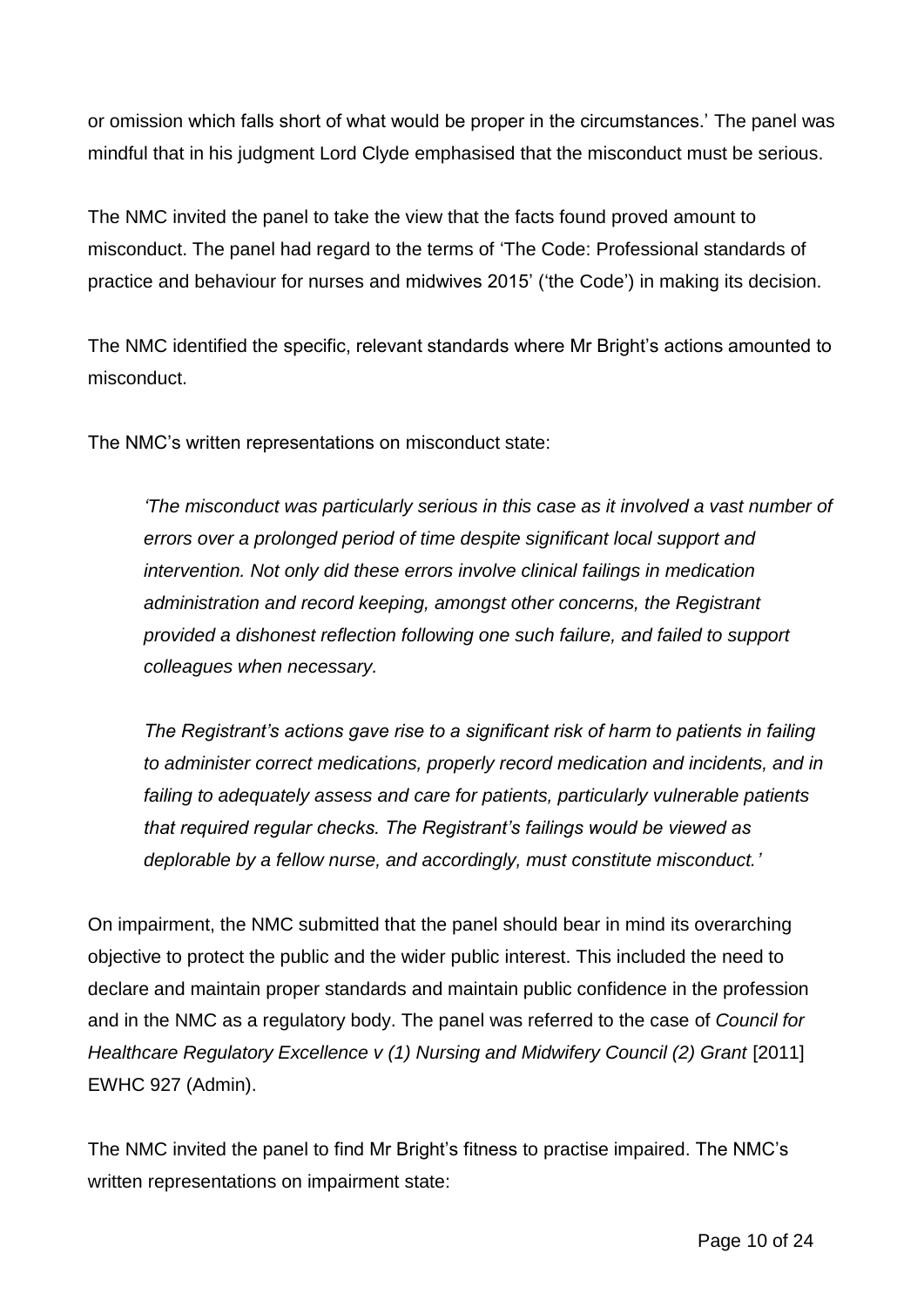or omission which falls short of what would be proper in the circumstances.' The panel was mindful that in his judgment Lord Clyde emphasised that the misconduct must be serious.

The NMC invited the panel to take the view that the facts found proved amount to misconduct. The panel had regard to the terms of 'The Code: Professional standards of practice and behaviour for nurses and midwives 2015' ('the Code') in making its decision.

The NMC identified the specific, relevant standards where Mr Bright's actions amounted to misconduct.

The NMC's written representations on misconduct state:

> *'The misconduct was particularly serious in this case as it involved a vast number of errors over a prolonged period of time despite significant local support and intervention. Not only did these errors involve clinical failings in medication administration and record keeping, amongst other concerns, the Registrant provided a dishonest reflection following one such failure, and failed to support colleagues when necessary.*
>
> *The Registrant's actions gave rise to a significant risk of harm to patients in failing to administer correct medications, properly record medication and incidents, and in failing to adequately assess and care for patients, particularly vulnerable patients that required regular checks. The Registrant's failings would be viewed as deplorable by a fellow nurse, and accordingly, must constitute misconduct.'*

On impairment, the NMC submitted that the panel should bear in mind its overarching objective to protect the public and the wider public interest. This included the need to declare and maintain proper standards and maintain public confidence in the profession and in the NMC as a regulatory body. The panel was referred to the case of *Council for Healthcare Regulatory Excellence v (1) Nursing and Midwifery Council (2) Grant* [2011] EWHC 927 (Admin).

The NMC invited the panel to find Mr Bright's fitness to practise impaired. The NMC's written representations on impairment state: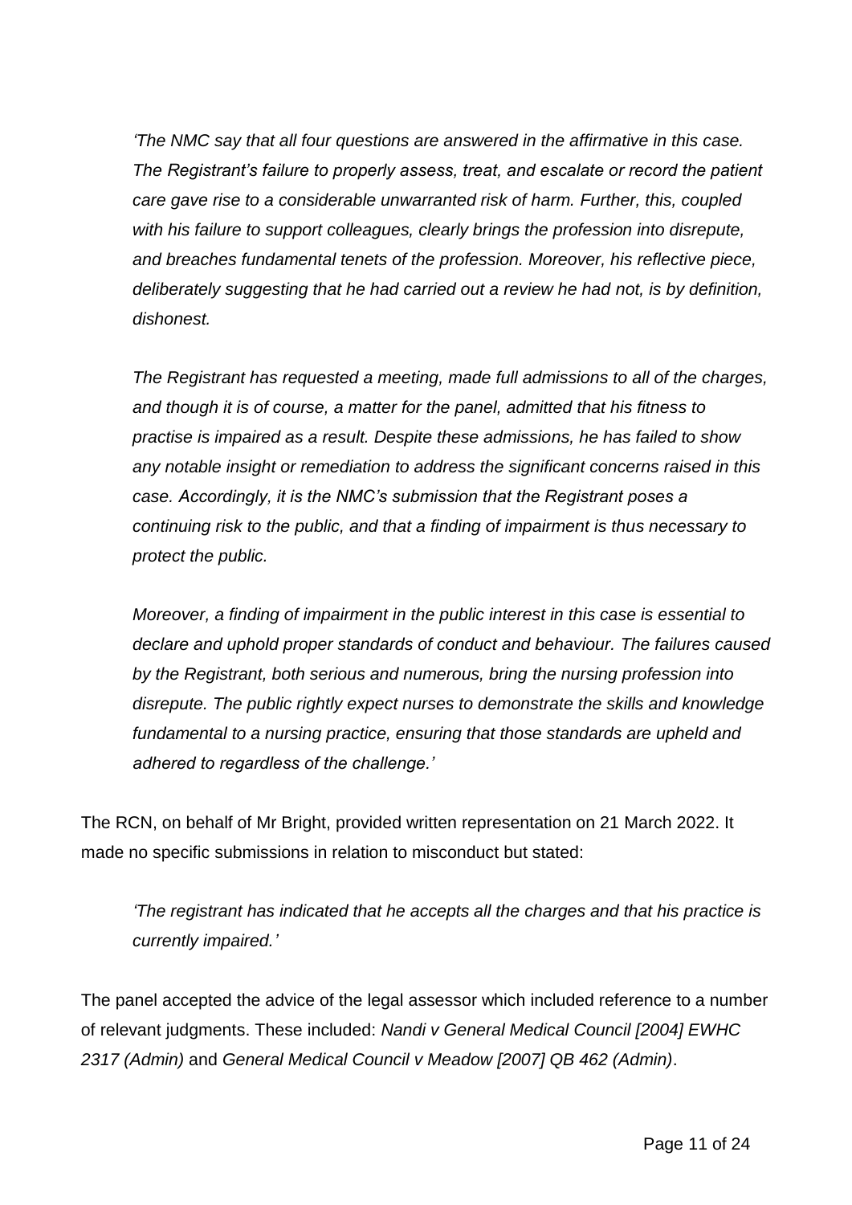*'The NMC say that all four questions are answered in the affirmative in this case. The Registrant's failure to properly assess, treat, and escalate or record the patient care gave rise to a considerable unwarranted risk of harm. Further, this, coupled with his failure to support colleagues, clearly brings the profession into disrepute, and breaches fundamental tenets of the profession. Moreover, his reflective piece, deliberately suggesting that he had carried out a review he had not, is by definition, dishonest.*

*The Registrant has requested a meeting, made full admissions to all of the charges, and though it is of course, a matter for the panel, admitted that his fitness to practise is impaired as a result. Despite these admissions, he has failed to show any notable insight or remediation to address the significant concerns raised in this case. Accordingly, it is the NMC's submission that the Registrant poses a continuing risk to the public, and that a finding of impairment is thus necessary to protect the public.*

*Moreover, a finding of impairment in the public interest in this case is essential to declare and uphold proper standards of conduct and behaviour. The failures caused by the Registrant, both serious and numerous, bring the nursing profession into disrepute. The public rightly expect nurses to demonstrate the skills and knowledge fundamental to a nursing practice, ensuring that those standards are upheld and adhered to regardless of the challenge.'*

The RCN, on behalf of Mr Bright, provided written representation on 21 March 2022. It made no specific submissions in relation to misconduct but stated:

*'The registrant has indicated that he accepts all the charges and that his practice is currently impaired.'*

The panel accepted the advice of the legal assessor which included reference to a number of relevant judgments. These included: *Nandi v General Medical Council [2004] EWHC 2317 (Admin)* and *General Medical Council v Meadow [2007] QB 462 (Admin)*.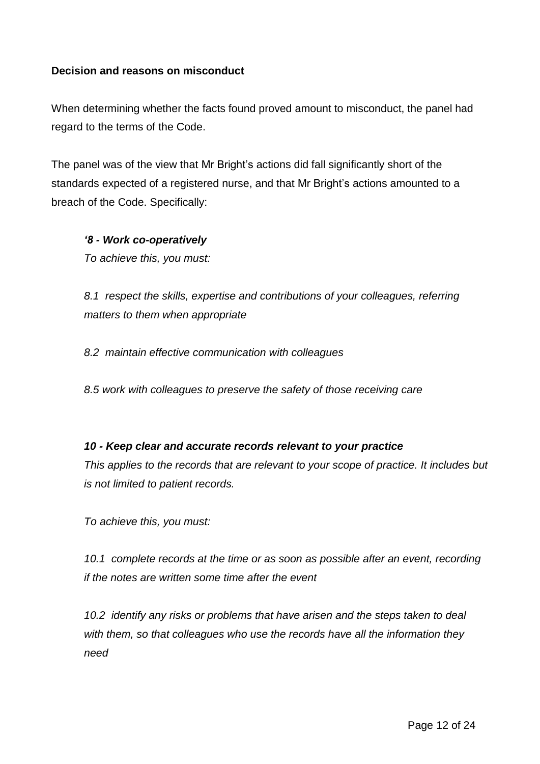**Decision and reasons on misconduct**

When determining whether the facts found proved amount to misconduct, the panel had regard to the terms of the Code.

The panel was of the view that Mr Bright's actions did fall significantly short of the standards expected of a registered nurse, and that Mr Bright's actions amounted to a breach of the Code. Specifically:

> ***'8 - Work co-operatively***
> *To achieve this, you must:*
>
> *8.1 respect the skills, expertise and contributions of your colleagues, referring matters to them when appropriate*
>
> *8.2 maintain effective communication with colleagues*
>
> *8.5 work with colleagues to preserve the safety of those receiving care*
>
> ***10 - Keep clear and accurate records relevant to your practice***
> *This applies to the records that are relevant to your scope of practice. It includes but is not limited to patient records.*
>
> *To achieve this, you must:*
>
> *10.1 complete records at the time or as soon as possible after an event, recording if the notes are written some time after the event*
>
> *10.2 identify any risks or problems that have arisen and the steps taken to deal with them, so that colleagues who use the records have all the information they need*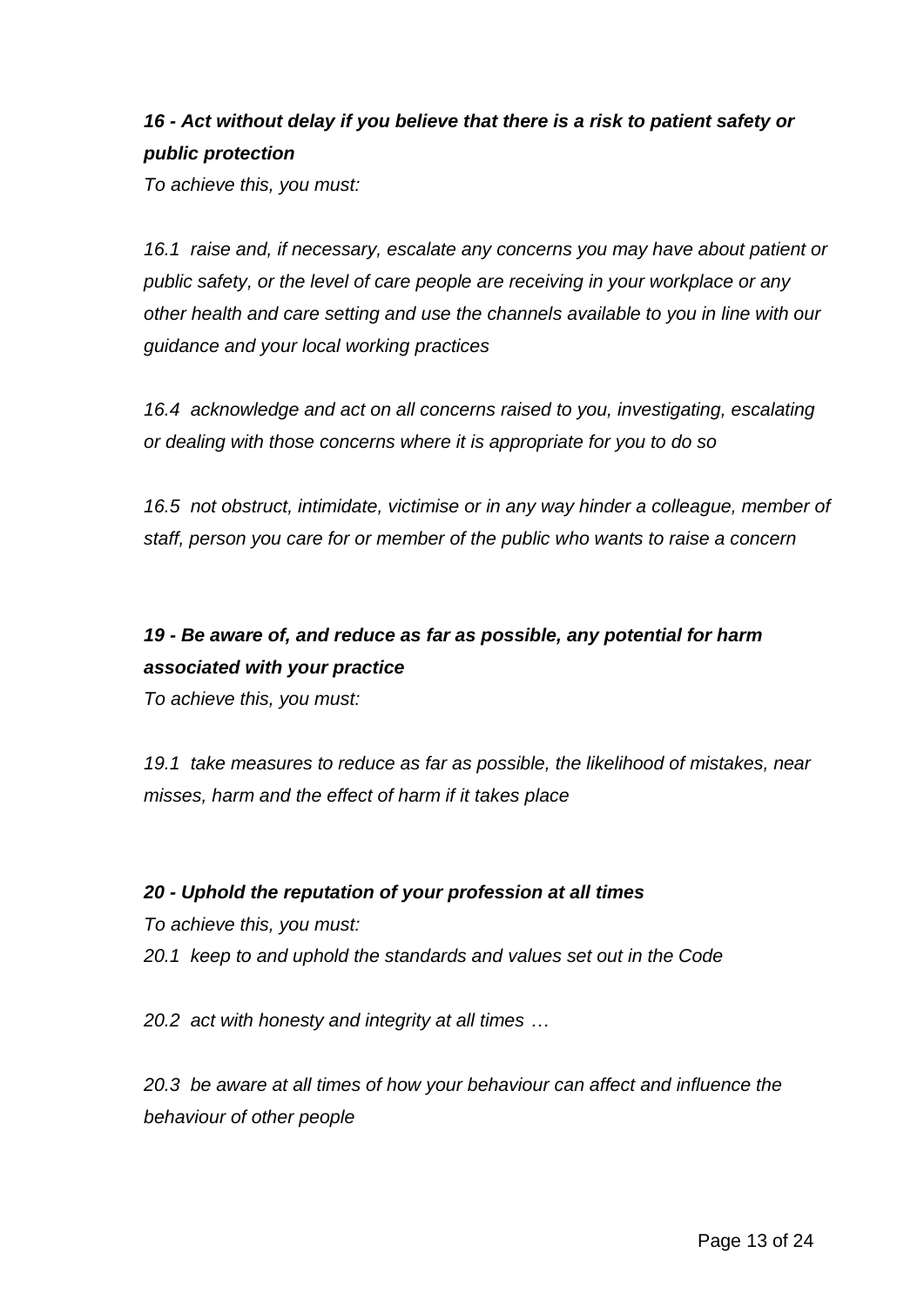***16 - Act without delay if you believe that there is a risk to patient safety or public protection***

*To achieve this, you must:*

*16.1 raise and, if necessary, escalate any concerns you may have about patient or public safety, or the level of care people are receiving in your workplace or any other health and care setting and use the channels available to you in line with our guidance and your local working practices*

*16.4 acknowledge and act on all concerns raised to you, investigating, escalating or dealing with those concerns where it is appropriate for you to do so*

*16.5 not obstruct, intimidate, victimise or in any way hinder a colleague, member of staff, person you care for or member of the public who wants to raise a concern*

***19 - Be aware of, and reduce as far as possible, any potential for harm associated with your practice***

*To achieve this, you must:*

*19.1 take measures to reduce as far as possible, the likelihood of mistakes, near misses, harm and the effect of harm if it takes place*

***20 - Uphold the reputation of your profession at all times***

*To achieve this, you must:*

*20.1 keep to and uphold the standards and values set out in the Code*

*20.2 act with honesty and integrity at all times …*

*20.3 be aware at all times of how your behaviour can affect and influence the behaviour of other people*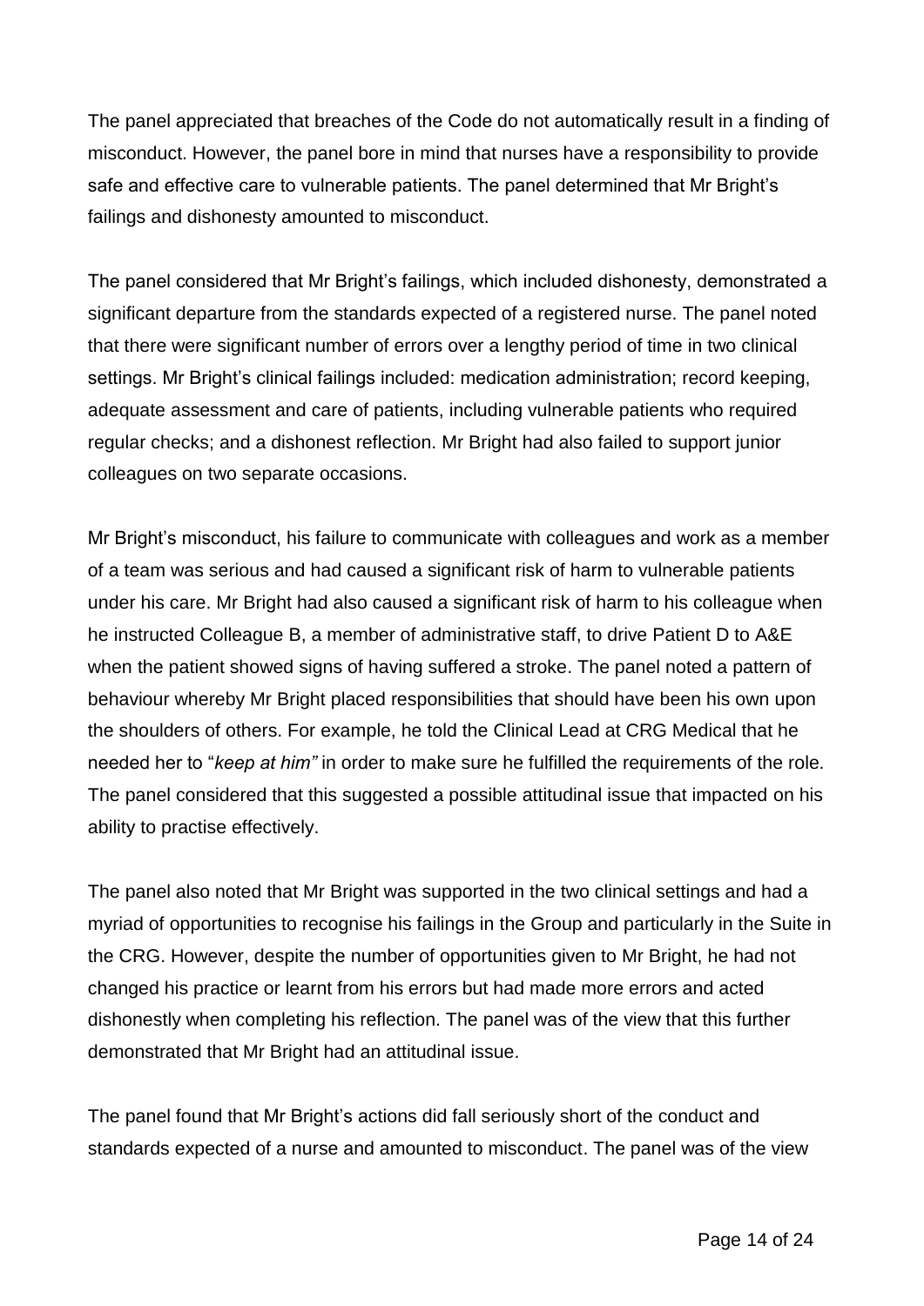The panel appreciated that breaches of the Code do not automatically result in a finding of misconduct. However, the panel bore in mind that nurses have a responsibility to provide safe and effective care to vulnerable patients. The panel determined that Mr Bright's failings and dishonesty amounted to misconduct.

The panel considered that Mr Bright's failings, which included dishonesty, demonstrated a significant departure from the standards expected of a registered nurse. The panel noted that there were significant number of errors over a lengthy period of time in two clinical settings. Mr Bright's clinical failings included: medication administration; record keeping, adequate assessment and care of patients, including vulnerable patients who required regular checks; and a dishonest reflection. Mr Bright had also failed to support junior colleagues on two separate occasions.

Mr Bright's misconduct, his failure to communicate with colleagues and work as a member of a team was serious and had caused a significant risk of harm to vulnerable patients under his care. Mr Bright had also caused a significant risk of harm to his colleague when he instructed Colleague B, a member of administrative staff, to drive Patient D to A&E when the patient showed signs of having suffered a stroke. The panel noted a pattern of behaviour whereby Mr Bright placed responsibilities that should have been his own upon the shoulders of others. For example, he told the Clinical Lead at CRG Medical that he needed her to "*keep at him"* in order to make sure he fulfilled the requirements of the role. The panel considered that this suggested a possible attitudinal issue that impacted on his ability to practise effectively.

The panel also noted that Mr Bright was supported in the two clinical settings and had a myriad of opportunities to recognise his failings in the Group and particularly in the Suite in the CRG. However, despite the number of opportunities given to Mr Bright, he had not changed his practice or learnt from his errors but had made more errors and acted dishonestly when completing his reflection. The panel was of the view that this further demonstrated that Mr Bright had an attitudinal issue.

The panel found that Mr Bright's actions did fall seriously short of the conduct and standards expected of a nurse and amounted to misconduct. The panel was of the view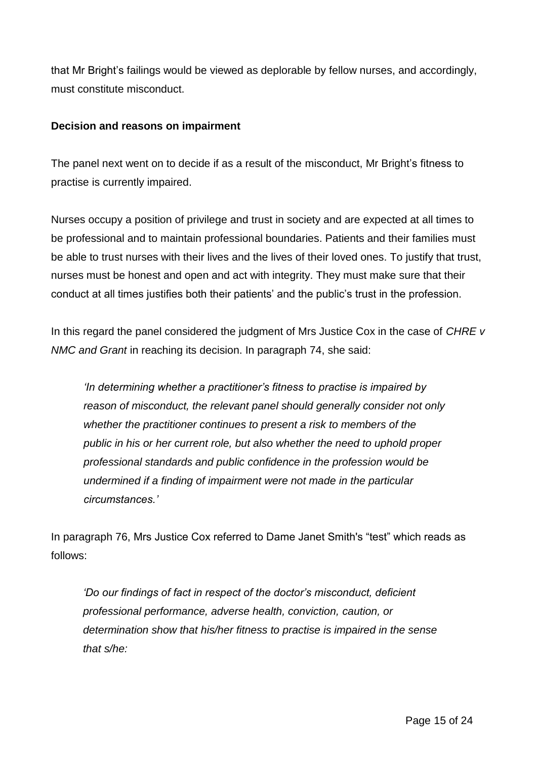that Mr Bright's failings would be viewed as deplorable by fellow nurses, and accordingly, must constitute misconduct.

**Decision and reasons on impairment**

The panel next went on to decide if as a result of the misconduct, Mr Bright's fitness to practise is currently impaired.

Nurses occupy a position of privilege and trust in society and are expected at all times to be professional and to maintain professional boundaries. Patients and their families must be able to trust nurses with their lives and the lives of their loved ones. To justify that trust, nurses must be honest and open and act with integrity. They must make sure that their conduct at all times justifies both their patients' and the public's trust in the profession.

In this regard the panel considered the judgment of Mrs Justice Cox in the case of *CHRE v NMC and Grant* in reaching its decision. In paragraph 74, she said:

> *'In determining whether a practitioner's fitness to practise is impaired by reason of misconduct, the relevant panel should generally consider not only whether the practitioner continues to present a risk to members of the public in his or her current role, but also whether the need to uphold proper professional standards and public confidence in the profession would be undermined if a finding of impairment were not made in the particular circumstances.'*

In paragraph 76, Mrs Justice Cox referred to Dame Janet Smith's "test" which reads as follows:

> *'Do our findings of fact in respect of the doctor's misconduct, deficient professional performance, adverse health, conviction, caution, or determination show that his/her fitness to practise is impaired in the sense that s/he:*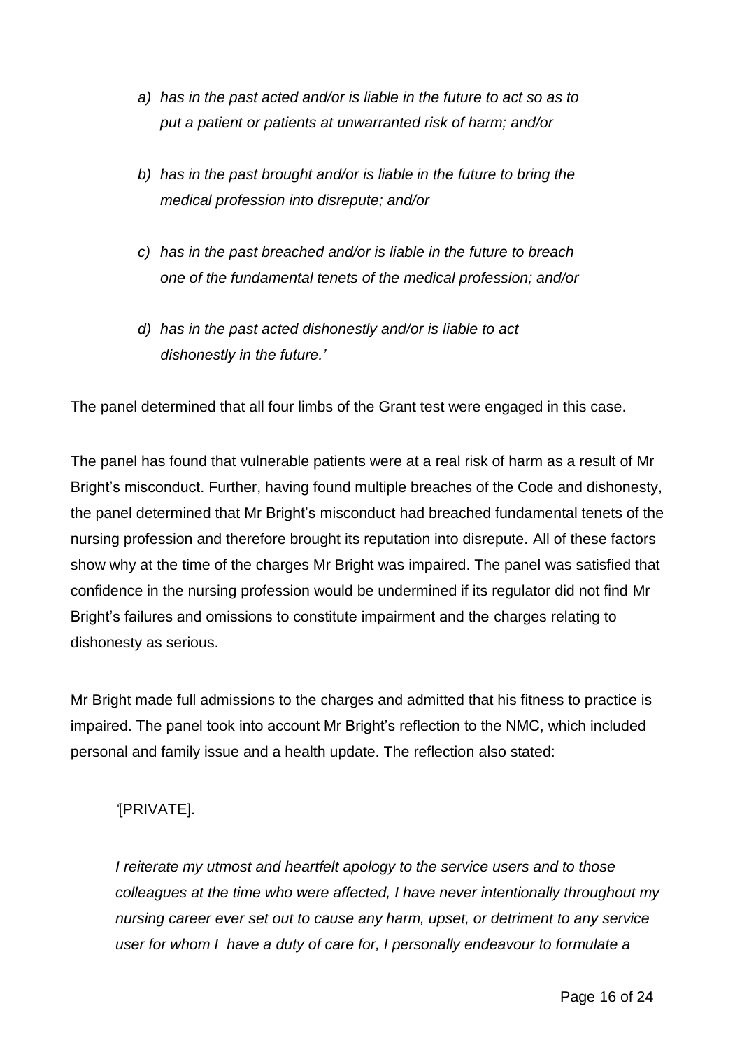> *a) has in the past acted and/or is liable in the future to act so as to put a patient or patients at unwarranted risk of harm; and/or*
>
> *b) has in the past brought and/or is liable in the future to bring the medical profession into disrepute; and/or*
>
> *c) has in the past breached and/or is liable in the future to breach one of the fundamental tenets of the medical profession; and/or*
>
> *d) has in the past acted dishonestly and/or is liable to act dishonestly in the future.'*

The panel determined that all four limbs of the Grant test were engaged in this case.

The panel has found that vulnerable patients were at a real risk of harm as a result of Mr Bright's misconduct. Further, having found multiple breaches of the Code and dishonesty, the panel determined that Mr Bright's misconduct had breached fundamental tenets of the nursing profession and therefore brought its reputation into disrepute. All of these factors show why at the time of the charges Mr Bright was impaired. The panel was satisfied that confidence in the nursing profession would be undermined if its regulator did not find Mr Bright's failures and omissions to constitute impairment and the charges relating to dishonesty as serious.

Mr Bright made full admissions to the charges and admitted that his fitness to practice is impaired. The panel took into account Mr Bright's reflection to the NMC, which included personal and family issue and a health update. The reflection also stated:

> '[PRIVATE].
>
> *I reiterate my utmost and heartfelt apology to the service users and to those colleagues at the time who were affected, I have never intentionally throughout my nursing career ever set out to cause any harm, upset, or detriment to any service user for whom I have a duty of care for, I personally endeavour to formulate a*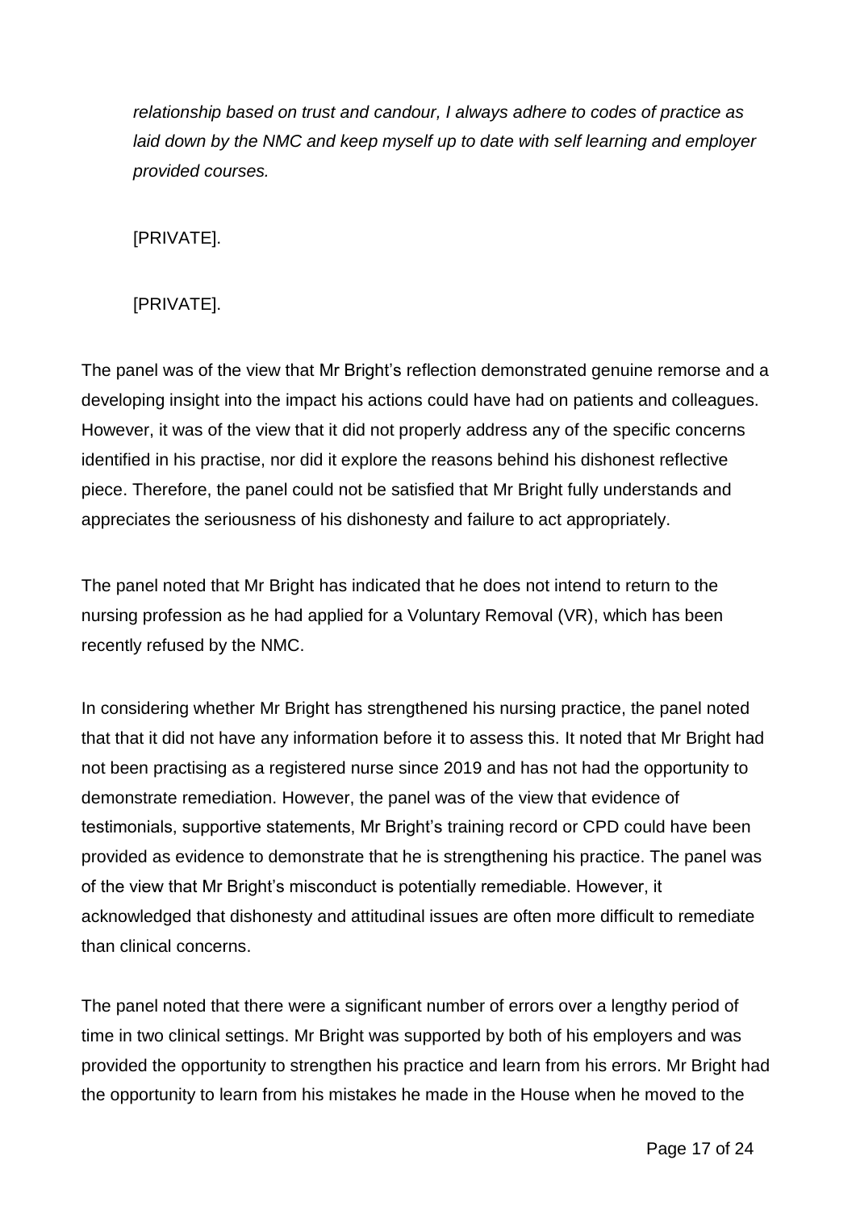*relationship based on trust and candour, I always adhere to codes of practice as laid down by the NMC and keep myself up to date with self learning and employer provided courses.*

[PRIVATE].

[PRIVATE].

The panel was of the view that Mr Bright's reflection demonstrated genuine remorse and a developing insight into the impact his actions could have had on patients and colleagues. However, it was of the view that it did not properly address any of the specific concerns identified in his practise, nor did it explore the reasons behind his dishonest reflective piece. Therefore, the panel could not be satisfied that Mr Bright fully understands and appreciates the seriousness of his dishonesty and failure to act appropriately.

The panel noted that Mr Bright has indicated that he does not intend to return to the nursing profession as he had applied for a Voluntary Removal (VR), which has been recently refused by the NMC.

In considering whether Mr Bright has strengthened his nursing practice, the panel noted that that it did not have any information before it to assess this. It noted that Mr Bright had not been practising as a registered nurse since 2019 and has not had the opportunity to demonstrate remediation. However, the panel was of the view that evidence of testimonials, supportive statements, Mr Bright's training record or CPD could have been provided as evidence to demonstrate that he is strengthening his practice. The panel was of the view that Mr Bright's misconduct is potentially remediable. However, it acknowledged that dishonesty and attitudinal issues are often more difficult to remediate than clinical concerns.

The panel noted that there were a significant number of errors over a lengthy period of time in two clinical settings. Mr Bright was supported by both of his employers and was provided the opportunity to strengthen his practice and learn from his errors. Mr Bright had the opportunity to learn from his mistakes he made in the House when he moved to the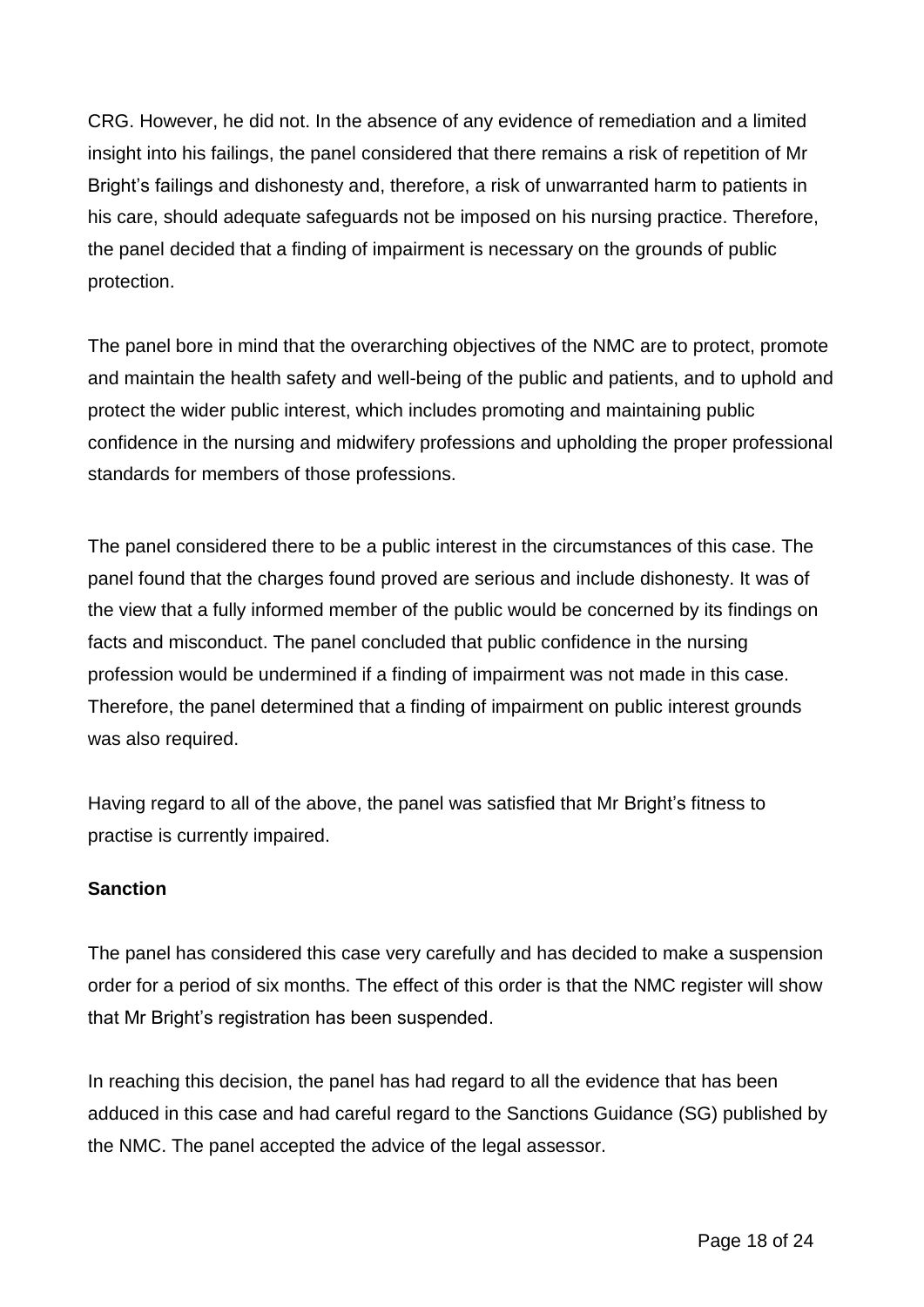CRG. However, he did not. In the absence of any evidence of remediation and a limited insight into his failings, the panel considered that there remains a risk of repetition of Mr Bright's failings and dishonesty and, therefore, a risk of unwarranted harm to patients in his care, should adequate safeguards not be imposed on his nursing practice. Therefore, the panel decided that a finding of impairment is necessary on the grounds of public protection.

The panel bore in mind that the overarching objectives of the NMC are to protect, promote and maintain the health safety and well-being of the public and patients, and to uphold and protect the wider public interest, which includes promoting and maintaining public confidence in the nursing and midwifery professions and upholding the proper professional standards for members of those professions.

The panel considered there to be a public interest in the circumstances of this case. The panel found that the charges found proved are serious and include dishonesty. It was of the view that a fully informed member of the public would be concerned by its findings on facts and misconduct. The panel concluded that public confidence in the nursing profession would be undermined if a finding of impairment was not made in this case. Therefore, the panel determined that a finding of impairment on public interest grounds was also required.

Having regard to all of the above, the panel was satisfied that Mr Bright's fitness to practise is currently impaired.

**Sanction**

The panel has considered this case very carefully and has decided to make a suspension order for a period of six months. The effect of this order is that the NMC register will show that Mr Bright's registration has been suspended.

In reaching this decision, the panel has had regard to all the evidence that has been adduced in this case and had careful regard to the Sanctions Guidance (SG) published by the NMC. The panel accepted the advice of the legal assessor.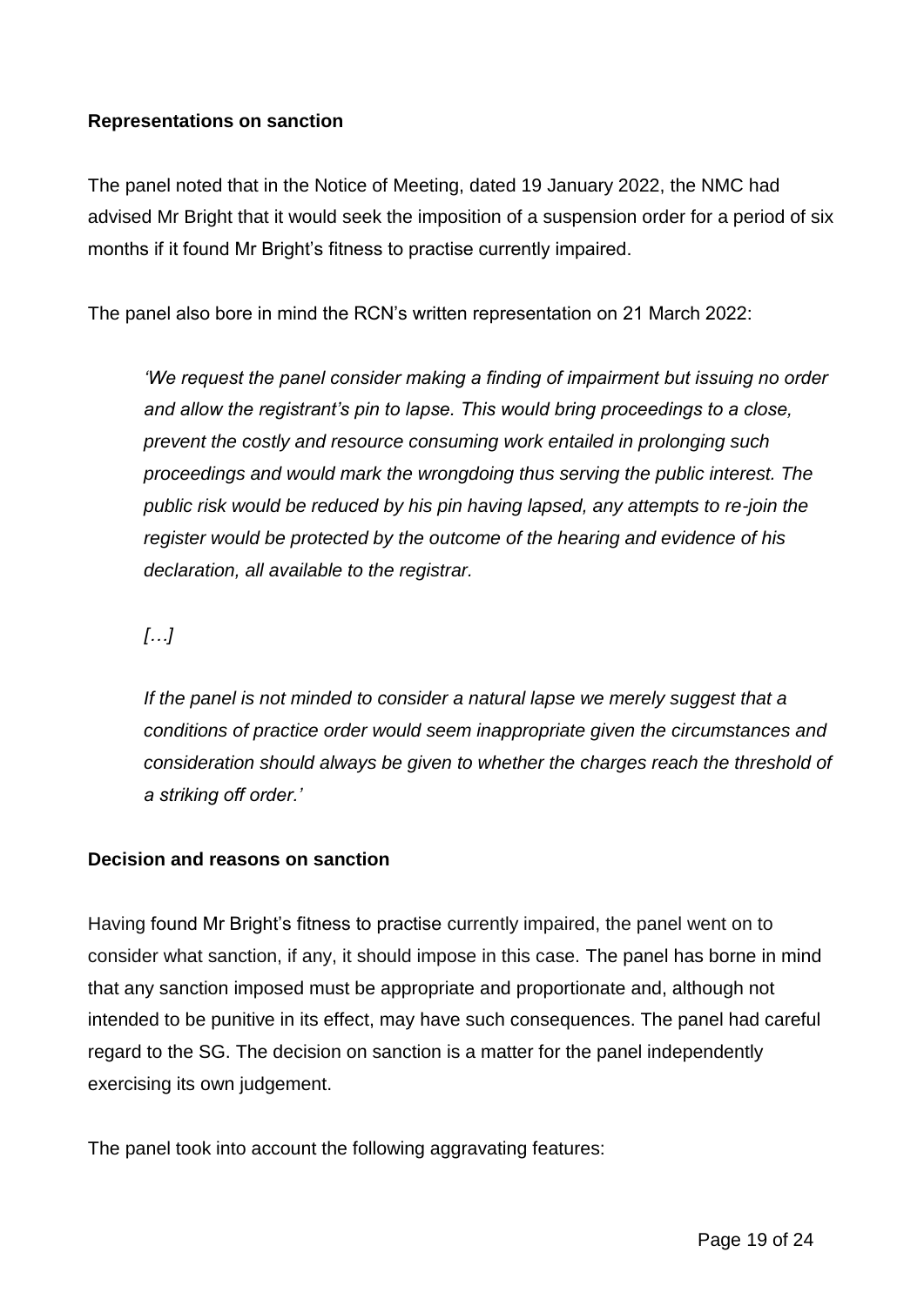**Representations on sanction**

The panel noted that in the Notice of Meeting, dated 19 January 2022, the NMC had advised Mr Bright that it would seek the imposition of a suspension order for a period of six months if it found Mr Bright's fitness to practise currently impaired.

The panel also bore in mind the RCN's written representation on 21 March 2022:

> *'We request the panel consider making a finding of impairment but issuing no order and allow the registrant's pin to lapse. This would bring proceedings to a close, prevent the costly and resource consuming work entailed in prolonging such proceedings and would mark the wrongdoing thus serving the public interest. The public risk would be reduced by his pin having lapsed, any attempts to re-join the register would be protected by the outcome of the hearing and evidence of his declaration, all available to the registrar.*
>
> *[…]*
>
> *If the panel is not minded to consider a natural lapse we merely suggest that a conditions of practice order would seem inappropriate given the circumstances and consideration should always be given to whether the charges reach the threshold of a striking off order.'*

**Decision and reasons on sanction**

Having found Mr Bright's fitness to practise currently impaired, the panel went on to consider what sanction, if any, it should impose in this case. The panel has borne in mind that any sanction imposed must be appropriate and proportionate and, although not intended to be punitive in its effect, may have such consequences. The panel had careful regard to the SG. The decision on sanction is a matter for the panel independently exercising its own judgement.

The panel took into account the following aggravating features: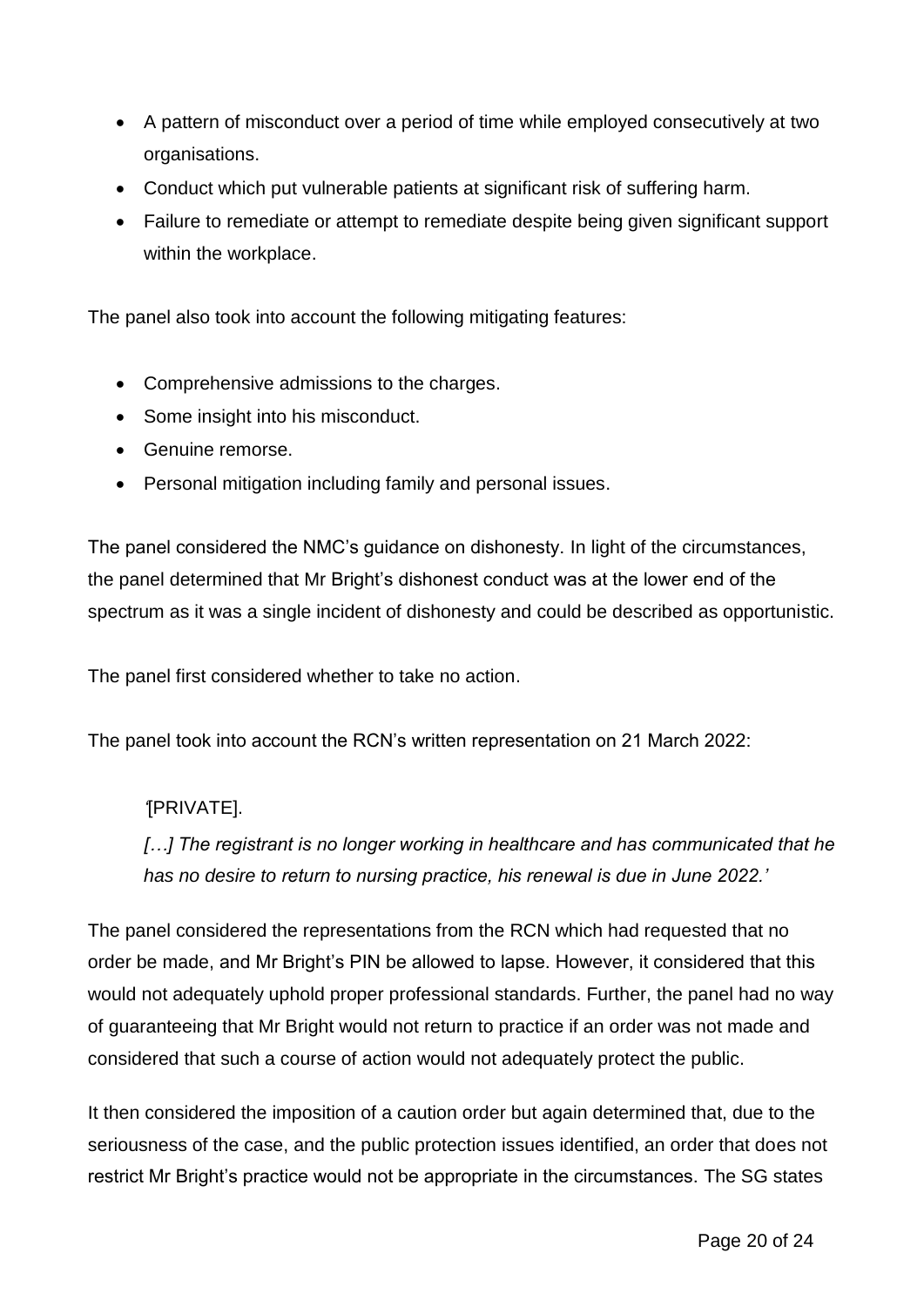- A pattern of misconduct over a period of time while employed consecutively at two organisations.
- Conduct which put vulnerable patients at significant risk of suffering harm.
- Failure to remediate or attempt to remediate despite being given significant support within the workplace.

The panel also took into account the following mitigating features:

- Comprehensive admissions to the charges.
- Some insight into his misconduct.
- Genuine remorse.
- Personal mitigation including family and personal issues.

The panel considered the NMC's guidance on dishonesty. In light of the circumstances, the panel determined that Mr Bright's dishonest conduct was at the lower end of the spectrum as it was a single incident of dishonesty and could be described as opportunistic.

The panel first considered whether to take no action.

The panel took into account the RCN's written representation on 21 March 2022:

> '[PRIVATE].
>
> *[…] The registrant is no longer working in healthcare and has communicated that he has no desire to return to nursing practice, his renewal is due in June 2022.'*

The panel considered the representations from the RCN which had requested that no order be made, and Mr Bright's PIN be allowed to lapse. However, it considered that this would not adequately uphold proper professional standards. Further, the panel had no way of guaranteeing that Mr Bright would not return to practice if an order was not made and considered that such a course of action would not adequately protect the public.

It then considered the imposition of a caution order but again determined that, due to the seriousness of the case, and the public protection issues identified, an order that does not restrict Mr Bright's practice would not be appropriate in the circumstances. The SG states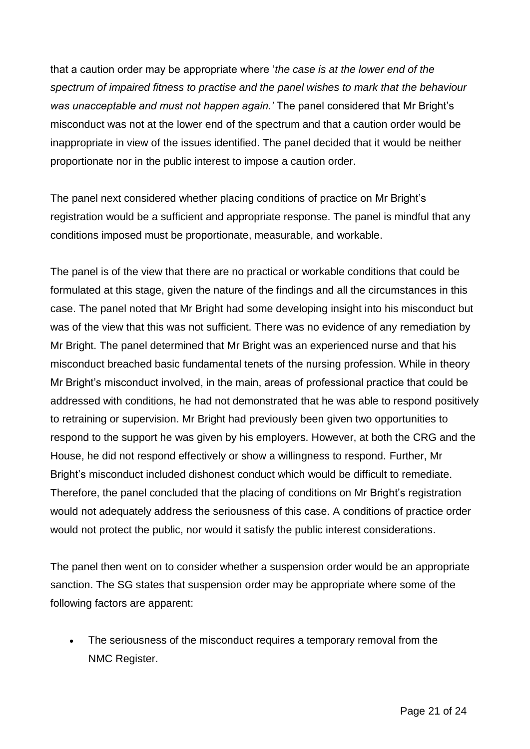that a caution order may be appropriate where '*the case is at the lower end of the spectrum of impaired fitness to practise and the panel wishes to mark that the behaviour was unacceptable and must not happen again.'* The panel considered that Mr Bright's misconduct was not at the lower end of the spectrum and that a caution order would be inappropriate in view of the issues identified. The panel decided that it would be neither proportionate nor in the public interest to impose a caution order.

The panel next considered whether placing conditions of practice on Mr Bright's registration would be a sufficient and appropriate response. The panel is mindful that any conditions imposed must be proportionate, measurable, and workable.

The panel is of the view that there are no practical or workable conditions that could be formulated at this stage, given the nature of the findings and all the circumstances in this case. The panel noted that Mr Bright had some developing insight into his misconduct but was of the view that this was not sufficient. There was no evidence of any remediation by Mr Bright. The panel determined that Mr Bright was an experienced nurse and that his misconduct breached basic fundamental tenets of the nursing profession. While in theory Mr Bright's misconduct involved, in the main, areas of professional practice that could be addressed with conditions, he had not demonstrated that he was able to respond positively to retraining or supervision. Mr Bright had previously been given two opportunities to respond to the support he was given by his employers. However, at both the CRG and the House, he did not respond effectively or show a willingness to respond. Further, Mr Bright's misconduct included dishonest conduct which would be difficult to remediate. Therefore, the panel concluded that the placing of conditions on Mr Bright's registration would not adequately address the seriousness of this case. A conditions of practice order would not protect the public, nor would it satisfy the public interest considerations.

The panel then went on to consider whether a suspension order would be an appropriate sanction. The SG states that suspension order may be appropriate where some of the following factors are apparent:

- The seriousness of the misconduct requires a temporary removal from the NMC Register.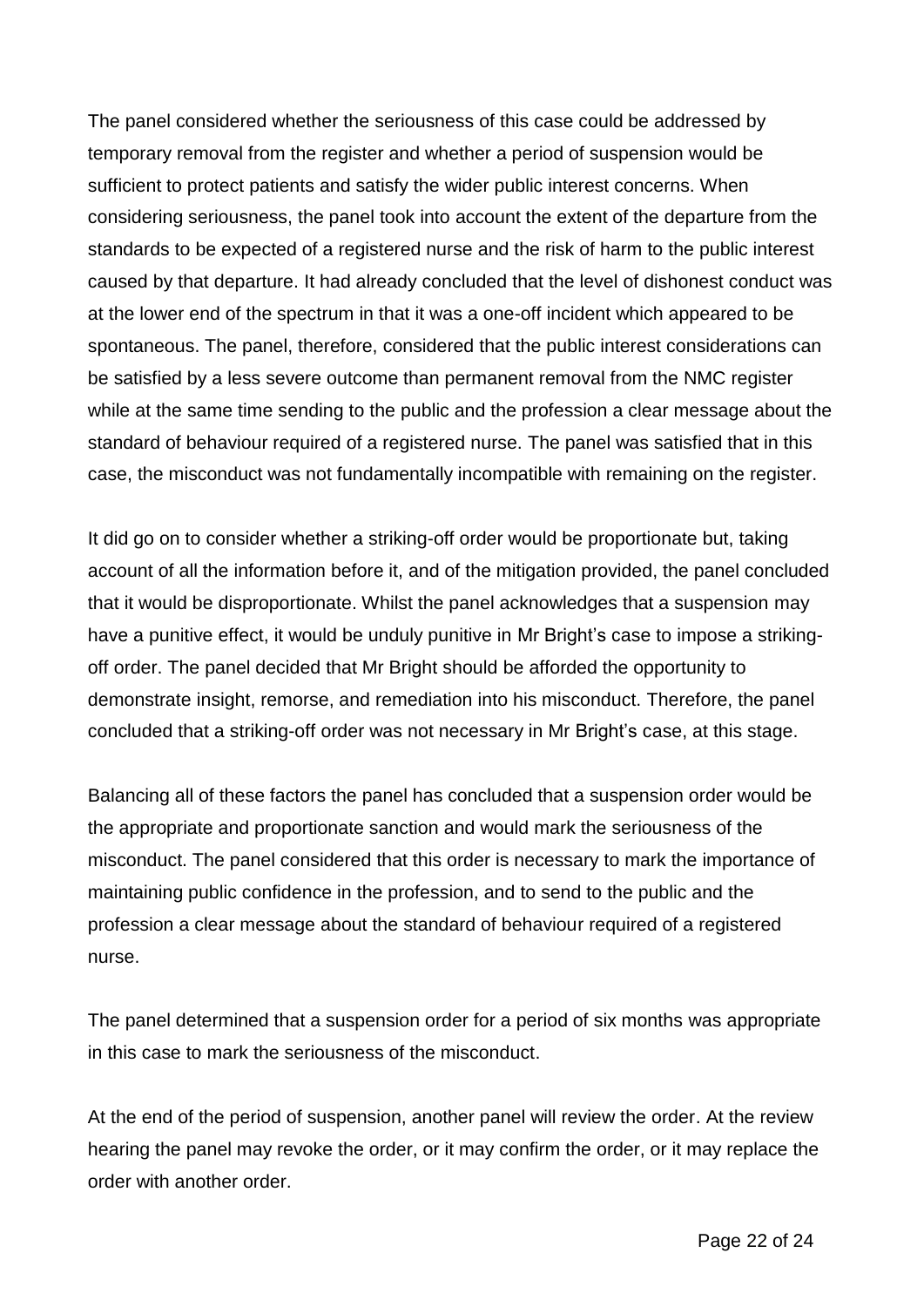The panel considered whether the seriousness of this case could be addressed by temporary removal from the register and whether a period of suspension would be sufficient to protect patients and satisfy the wider public interest concerns. When considering seriousness, the panel took into account the extent of the departure from the standards to be expected of a registered nurse and the risk of harm to the public interest caused by that departure. It had already concluded that the level of dishonest conduct was at the lower end of the spectrum in that it was a one-off incident which appeared to be spontaneous. The panel, therefore, considered that the public interest considerations can be satisfied by a less severe outcome than permanent removal from the NMC register while at the same time sending to the public and the profession a clear message about the standard of behaviour required of a registered nurse. The panel was satisfied that in this case, the misconduct was not fundamentally incompatible with remaining on the register.

It did go on to consider whether a striking-off order would be proportionate but, taking account of all the information before it, and of the mitigation provided, the panel concluded that it would be disproportionate. Whilst the panel acknowledges that a suspension may have a punitive effect, it would be unduly punitive in Mr Bright's case to impose a striking-off order. The panel decided that Mr Bright should be afforded the opportunity to demonstrate insight, remorse, and remediation into his misconduct. Therefore, the panel concluded that a striking-off order was not necessary in Mr Bright's case, at this stage.

Balancing all of these factors the panel has concluded that a suspension order would be the appropriate and proportionate sanction and would mark the seriousness of the misconduct. The panel considered that this order is necessary to mark the importance of maintaining public confidence in the profession, and to send to the public and the profession a clear message about the standard of behaviour required of a registered nurse.

The panel determined that a suspension order for a period of six months was appropriate in this case to mark the seriousness of the misconduct.

At the end of the period of suspension, another panel will review the order. At the review hearing the panel may revoke the order, or it may confirm the order, or it may replace the order with another order.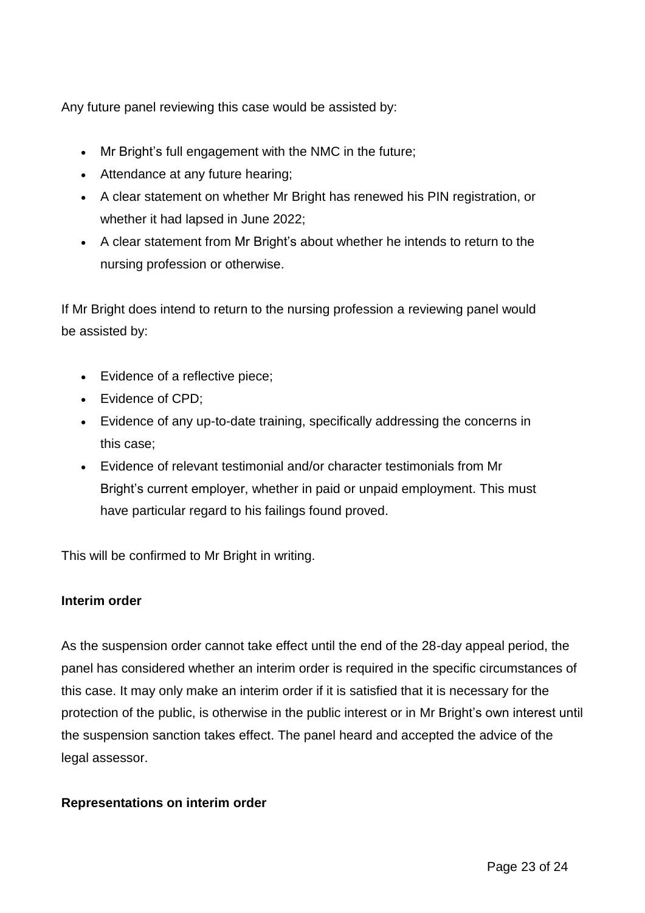Any future panel reviewing this case would be assisted by:

- Mr Bright's full engagement with the NMC in the future;
- Attendance at any future hearing;
- A clear statement on whether Mr Bright has renewed his PIN registration, or whether it had lapsed in June 2022;
- A clear statement from Mr Bright's about whether he intends to return to the nursing profession or otherwise.

If Mr Bright does intend to return to the nursing profession a reviewing panel would be assisted by:

- Evidence of a reflective piece;
- Evidence of CPD;
- Evidence of any up-to-date training, specifically addressing the concerns in this case;
- Evidence of relevant testimonial and/or character testimonials from Mr Bright's current employer, whether in paid or unpaid employment. This must have particular regard to his failings found proved.

This will be confirmed to Mr Bright in writing.

**Interim order**

As the suspension order cannot take effect until the end of the 28-day appeal period, the panel has considered whether an interim order is required in the specific circumstances of this case. It may only make an interim order if it is satisfied that it is necessary for the protection of the public, is otherwise in the public interest or in Mr Bright's own interest until the suspension sanction takes effect. The panel heard and accepted the advice of the legal assessor.

**Representations on interim order**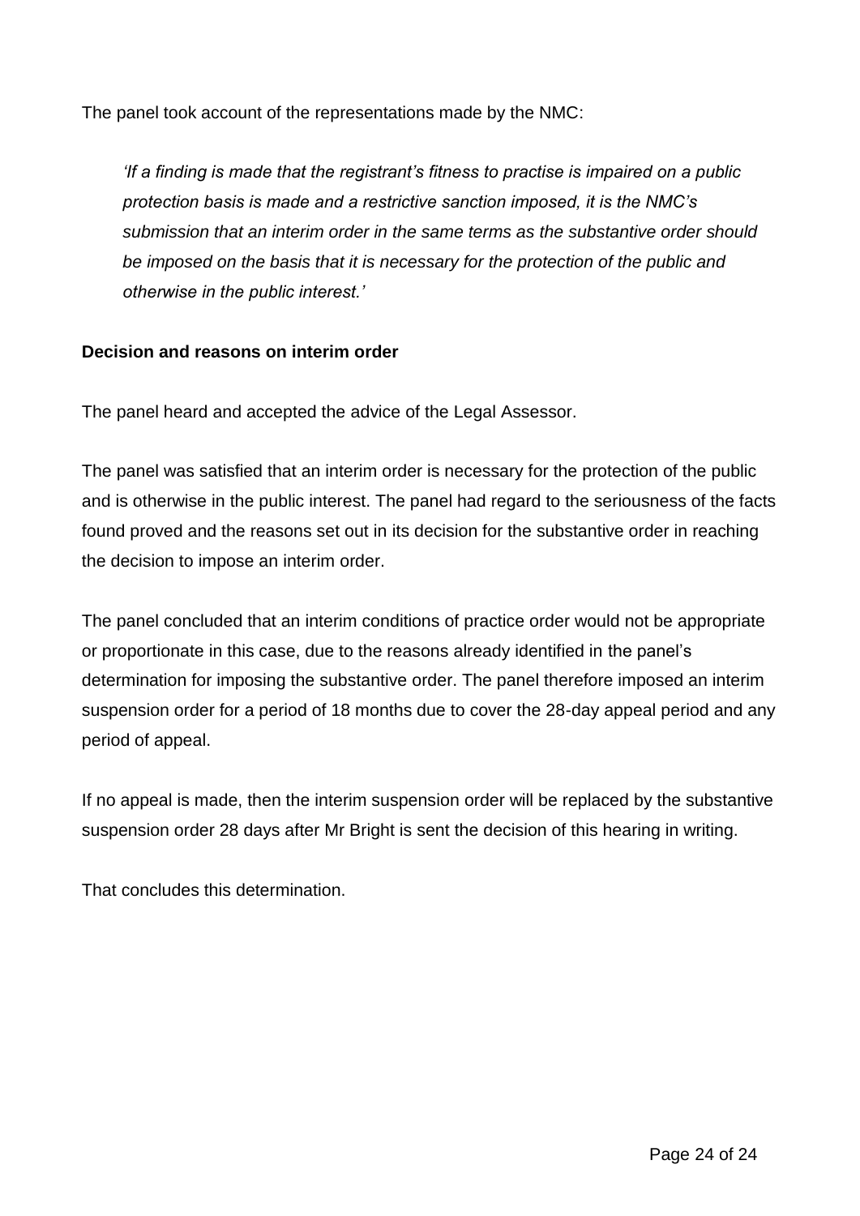The panel took account of the representations made by the NMC:

> *'If a finding is made that the registrant's fitness to practise is impaired on a public protection basis is made and a restrictive sanction imposed, it is the NMC's submission that an interim order in the same terms as the substantive order should be imposed on the basis that it is necessary for the protection of the public and otherwise in the public interest.'*

**Decision and reasons on interim order**

The panel heard and accepted the advice of the Legal Assessor.

The panel was satisfied that an interim order is necessary for the protection of the public and is otherwise in the public interest. The panel had regard to the seriousness of the facts found proved and the reasons set out in its decision for the substantive order in reaching the decision to impose an interim order.

The panel concluded that an interim conditions of practice order would not be appropriate or proportionate in this case, due to the reasons already identified in the panel's determination for imposing the substantive order. The panel therefore imposed an interim suspension order for a period of 18 months due to cover the 28-day appeal period and any period of appeal.

If no appeal is made, then the interim suspension order will be replaced by the substantive suspension order 28 days after Mr Bright is sent the decision of this hearing in writing.

That concludes this determination.